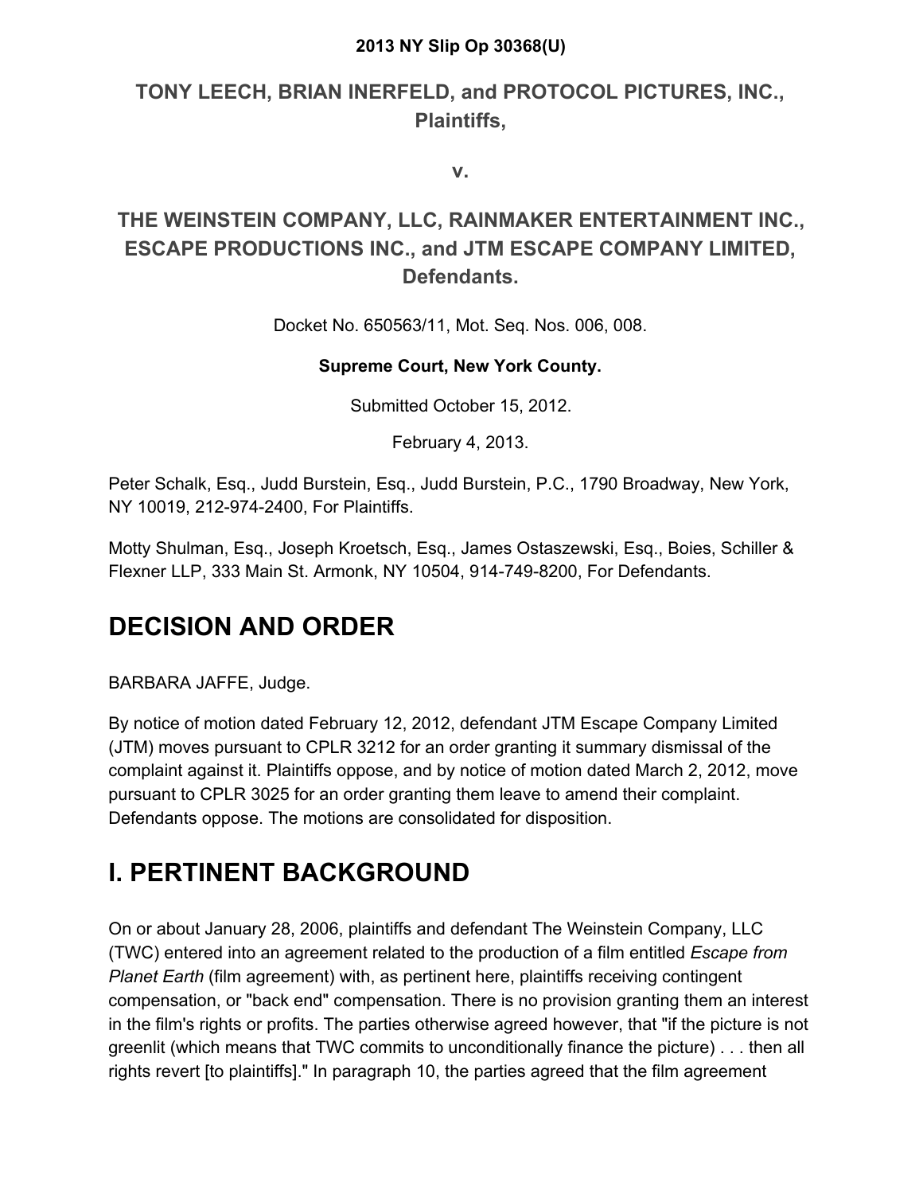**2013 NY Slip Op 30368(U)**

## TONY LEECH, BRIAN INERFELD, and PROTOCOL PICTURES, INC., Plaintiffs,

**v.**

## THE WEINSTEIN COMPANY, LLC, RAINMAKER ENTERTAINMENT INC., ESCAPE PRODUCTIONS INC., and JTM ESCAPE COMPANY LIMITED, Defendants.

Docket No. 650563/11, Mot. Seq. Nos. 006, 008.

**Supreme Court, New York County.**

Submitted October 15, 2012.

February 4, 2013.

Peter Schalk, Esq., Judd Burstein, Esq., Judd Burstein, P.C., 1790 Broadway, New York, NY 10019, 212-974-2400, For Plaintiffs.

Motty Shulman, Esq., Joseph Kroetsch, Esq., James Ostaszewski, Esq., Boies, Schiller & Flexner LLP, 333 Main St. Armonk, NY 10504, 914-749-8200, For Defendants.

# DECISION AND ORDER

BARBARA JAFFE, Judge.

By notice of motion dated February 12, 2012, defendant JTM Escape Company Limited (JTM) moves pursuant to CPLR 3212 for an order granting it summary dismissal of the complaint against it. Plaintiffs oppose, and by notice of motion dated March 2, 2012, move pursuant to CPLR 3025 for an order granting them leave to amend their complaint. Defendants oppose. The motions are consolidated for disposition.

# I. PERTINENT BACKGROUND

On or about January 28, 2006, plaintiffs and defendant The Weinstein Company, LLC (TWC) entered into an agreement related to the production of a film entitled *Escape from Planet Earth* (film agreement) with, as pertinent here, plaintiffs receiving contingent compensation, or "back end" compensation. There is no provision granting them an interest in the film's rights or profits. The parties otherwise agreed however, that "if the picture is not greenlit (which means that TWC commits to unconditionally finance the picture) . . . then all rights revert [to plaintiffs]." In paragraph 10, the parties agreed that the film agreement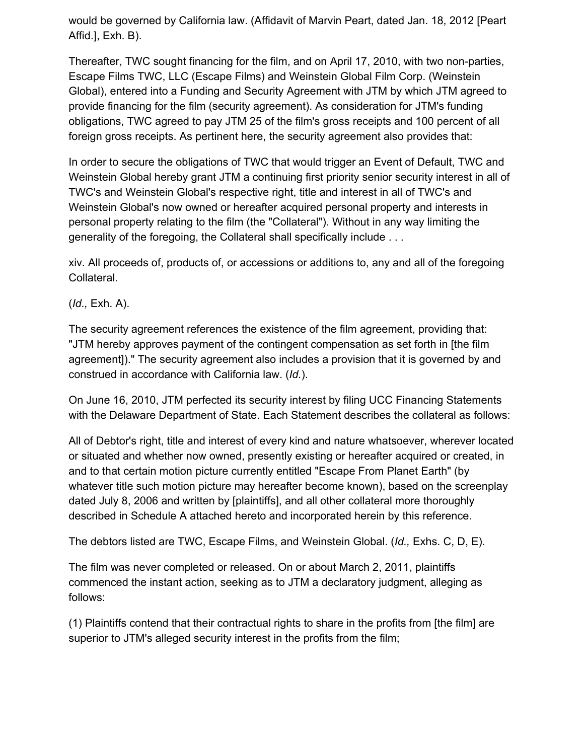would be governed by California law. (Affidavit of Marvin Peart, dated Jan. 18, 2012 [Peart Affid.], Exh. B).

Thereafter, TWC sought financing for the film, and on April 17, 2010, with two non-parties, Escape Films TWC, LLC (Escape Films) and Weinstein Global Film Corp. (Weinstein Global), entered into a Funding and Security Agreement with JTM by which JTM agreed to provide financing for the film (security agreement). As consideration for JTM's funding obligations, TWC agreed to pay JTM 25 of the film's gross receipts and 100 percent of all foreign gross receipts. As pertinent here, the security agreement also provides that:

> In order to secure the obligations of TWC that would trigger an Event of Default, TWC and Weinstein Global hereby grant JTM a continuing first priority senior security interest in all of TWC's and Weinstein Global's respective right, title and interest in all of TWC's and Weinstein Global's now owned or hereafter acquired personal property and interests in personal property relating to the film (the "Collateral"). Without in any way limiting the generality of the foregoing, the Collateral shall specifically include . . .
>
> xiv. All proceeds of, products of, or accessions or additions to, any and all of the foregoing Collateral.

(*Id.,* Exh. A).

The security agreement references the existence of the film agreement, providing that: "JTM hereby approves payment of the contingent compensation as set forth in [the film agreement])." The security agreement also includes a provision that it is governed by and construed in accordance with California law. (*Id.*).

On June 16, 2010, JTM perfected its security interest by filing UCC Financing Statements with the Delaware Department of State. Each Statement describes the collateral as follows:

> All of Debtor's right, title and interest of every kind and nature whatsoever, wherever located or situated and whether now owned, presently existing or hereafter acquired or created, in and to that certain motion picture currently entitled "Escape From Planet Earth" (by whatever title such motion picture may hereafter become known), based on the screenplay dated July 8, 2006 and written by [plaintiffs], and all other collateral more thoroughly described in Schedule A attached hereto and incorporated herein by this reference.

The debtors listed are TWC, Escape Films, and Weinstein Global. (*Id.,* Exhs. C, D, E).

The film was never completed or released. On or about March 2, 2011, plaintiffs commenced the instant action, seeking as to JTM a declaratory judgment, alleging as follows:

> (1) Plaintiffs contend that their contractual rights to share in the profits from [the film] are superior to JTM's alleged security interest in the profits from the film;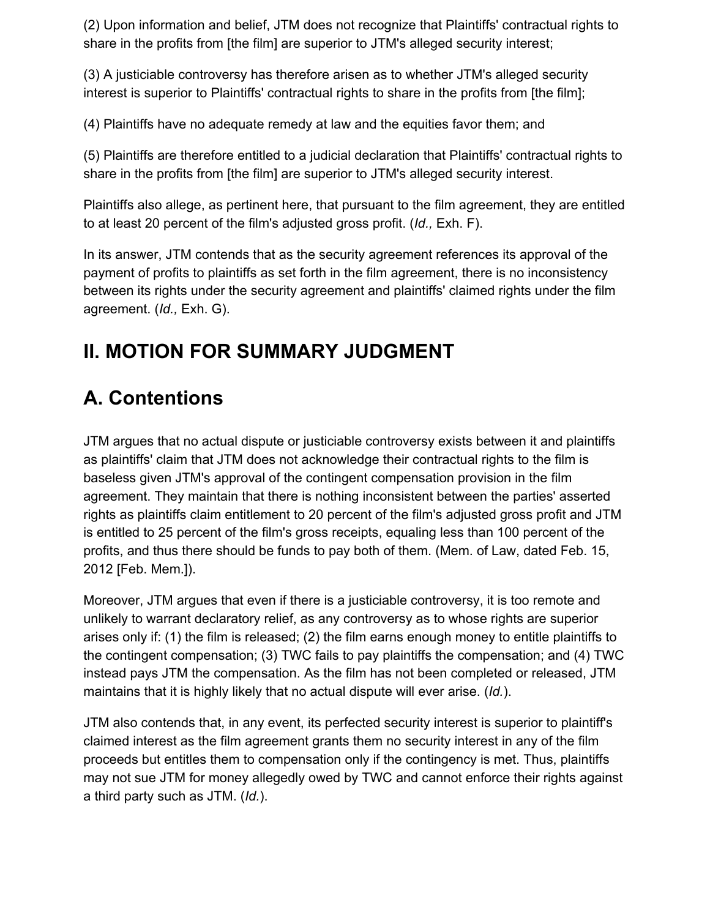(2) Upon information and belief, JTM does not recognize that Plaintiffs' contractual rights to share in the profits from [the film] are superior to JTM's alleged security interest;

(3) A justiciable controversy has therefore arisen as to whether JTM's alleged security interest is superior to Plaintiffs' contractual rights to share in the profits from [the film];

(4) Plaintiffs have no adequate remedy at law and the equities favor them; and

(5) Plaintiffs are therefore entitled to a judicial declaration that Plaintiffs' contractual rights to share in the profits from [the film] are superior to JTM's alleged security interest.

Plaintiffs also allege, as pertinent here, that pursuant to the film agreement, they are entitled to at least 20 percent of the film's adjusted gross profit. (*Id.,* Exh. F).

In its answer, JTM contends that as the security agreement references its approval of the payment of profits to plaintiffs as set forth in the film agreement, there is no inconsistency between its rights under the security agreement and plaintiffs' claimed rights under the film agreement. (*Id.,* Exh. G).

## II. MOTION FOR SUMMARY JUDGMENT

## A. Contentions

JTM argues that no actual dispute or justiciable controversy exists between it and plaintiffs as plaintiffs' claim that JTM does not acknowledge their contractual rights to the film is baseless given JTM's approval of the contingent compensation provision in the film agreement. They maintain that there is nothing inconsistent between the parties' asserted rights as plaintiffs claim entitlement to 20 percent of the film's adjusted gross profit and JTM is entitled to 25 percent of the film's gross receipts, equaling less than 100 percent of the profits, and thus there should be funds to pay both of them. (Mem. of Law, dated Feb. 15, 2012 [Feb. Mem.]).

Moreover, JTM argues that even if there is a justiciable controversy, it is too remote and unlikely to warrant declaratory relief, as any controversy as to whose rights are superior arises only if: (1) the film is released; (2) the film earns enough money to entitle plaintiffs to the contingent compensation; (3) TWC fails to pay plaintiffs the compensation; and (4) TWC instead pays JTM the compensation. As the film has not been completed or released, JTM maintains that it is highly likely that no actual dispute will ever arise. (*Id.*).

JTM also contends that, in any event, its perfected security interest is superior to plaintiff's claimed interest as the film agreement grants them no security interest in any of the film proceeds but entitles them to compensation only if the contingency is met. Thus, plaintiffs may not sue JTM for money allegedly owed by TWC and cannot enforce their rights against a third party such as JTM. (*Id.*).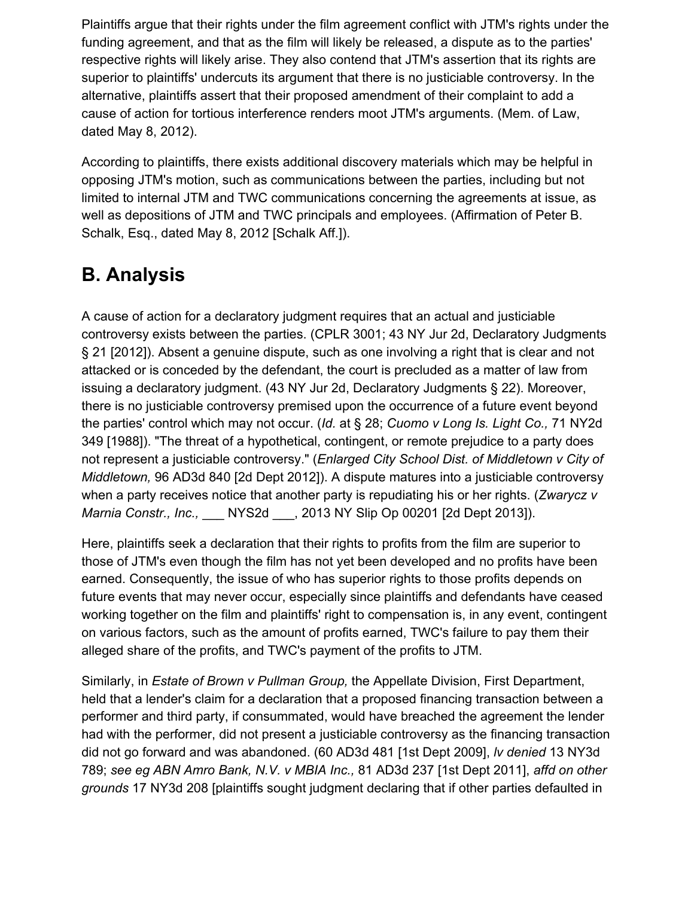Plaintiffs argue that their rights under the film agreement conflict with JTM's rights under the funding agreement, and that as the film will likely be released, a dispute as to the parties' respective rights will likely arise. They also contend that JTM's assertion that its rights are superior to plaintiffs' undercuts its argument that there is no justiciable controversy. In the alternative, plaintiffs assert that their proposed amendment of their complaint to add a cause of action for tortious interference renders moot JTM's arguments. (Mem. of Law, dated May 8, 2012).

According to plaintiffs, there exists additional discovery materials which may be helpful in opposing JTM's motion, such as communications between the parties, including but not limited to internal JTM and TWC communications concerning the agreements at issue, as well as depositions of JTM and TWC principals and employees. (Affirmation of Peter B. Schalk, Esq., dated May 8, 2012 [Schalk Aff.]).

## B. Analysis

A cause of action for a declaratory judgment requires that an actual and justiciable controversy exists between the parties. (CPLR 3001; 43 NY Jur 2d, Declaratory Judgments § 21 [2012]). Absent a genuine dispute, such as one involving a right that is clear and not attacked or is conceded by the defendant, the court is precluded as a matter of law from issuing a declaratory judgment. (43 NY Jur 2d, Declaratory Judgments § 22). Moreover, there is no justiciable controversy premised upon the occurrence of a future event beyond the parties' control which may not occur. (*Id.* at § 28; *Cuomo v Long Is. Light Co.,* 71 NY2d 349 [1988]). "The threat of a hypothetical, contingent, or remote prejudice to a party does not represent a justiciable controversy." (*Enlarged City School Dist. of Middletown v City of Middletown,* 96 AD3d 840 [2d Dept 2012]). A dispute matures into a justiciable controversy when a party receives notice that another party is repudiating his or her rights. (*Zwarycz v Marnia Constr., Inc.,* ___ NYS2d ___, 2013 NY Slip Op 00201 [2d Dept 2013]).

Here, plaintiffs seek a declaration that their rights to profits from the film are superior to those of JTM's even though the film has not yet been developed and no profits have been earned. Consequently, the issue of who has superior rights to those profits depends on future events that may never occur, especially since plaintiffs and defendants have ceased working together on the film and plaintiffs' right to compensation is, in any event, contingent on various factors, such as the amount of profits earned, TWC's failure to pay them their alleged share of the profits, and TWC's payment of the profits to JTM.

Similarly, in *Estate of Brown v Pullman Group,* the Appellate Division, First Department, held that a lender's claim for a declaration that a proposed financing transaction between a performer and third party, if consummated, would have breached the agreement the lender had with the performer, did not present a justiciable controversy as the financing transaction did not go forward and was abandoned. (60 AD3d 481 [1st Dept 2009], *lv denied* 13 NY3d 789; *see eg ABN Amro Bank, N.V. v MBIA Inc.,* 81 AD3d 237 [1st Dept 2011], *affd on other grounds* 17 NY3d 208 [plaintiffs sought judgment declaring that if other parties defaulted in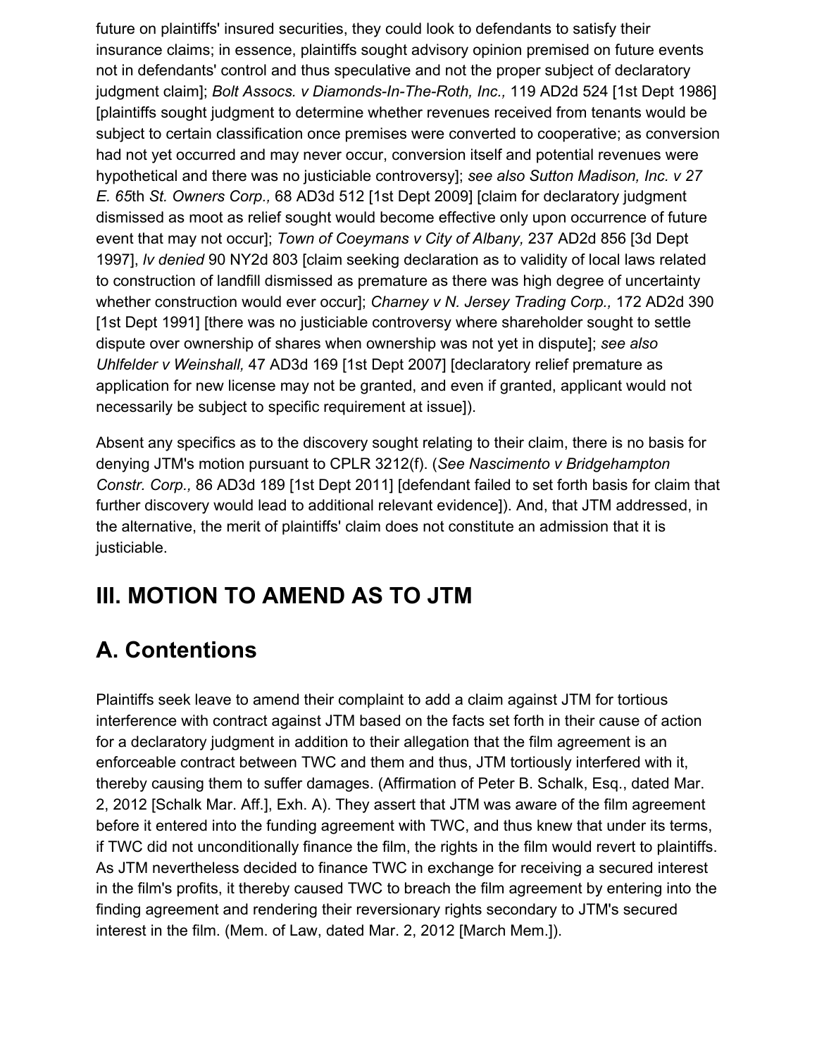future on plaintiffs' insured securities, they could look to defendants to satisfy their insurance claims; in essence, plaintiffs sought advisory opinion premised on future events not in defendants' control and thus speculative and not the proper subject of declaratory judgment claim]; *Bolt Assocs. v Diamonds-In-The-Roth, Inc.,* 119 AD2d 524 [1st Dept 1986] [plaintiffs sought judgment to determine whether revenues received from tenants would be subject to certain classification once premises were converted to cooperative; as conversion had not yet occurred and may never occur, conversion itself and potential revenues were hypothetical and there was no justiciable controversy]; *see also Sutton Madison, Inc. v 27 E. 65*th *St. Owners Corp.,* 68 AD3d 512 [1st Dept 2009] [claim for declaratory judgment dismissed as moot as relief sought would become effective only upon occurrence of future event that may not occur]; *Town of Coeymans v City of Albany,* 237 AD2d 856 [3d Dept 1997], *lv denied* 90 NY2d 803 [claim seeking declaration as to validity of local laws related to construction of landfill dismissed as premature as there was high degree of uncertainty whether construction would ever occur]; *Charney v N. Jersey Trading Corp.,* 172 AD2d 390 [1st Dept 1991] [there was no justiciable controversy where shareholder sought to settle dispute over ownership of shares when ownership was not yet in dispute]; *see also Uhlfelder v Weinshall,* 47 AD3d 169 [1st Dept 2007] [declaratory relief premature as application for new license may not be granted, and even if granted, applicant would not necessarily be subject to specific requirement at issue]).

Absent any specifics as to the discovery sought relating to their claim, there is no basis for denying JTM's motion pursuant to CPLR 3212(f). (*See Nascimento v Bridgehampton Constr. Corp.,* 86 AD3d 189 [1st Dept 2011] [defendant failed to set forth basis for claim that further discovery would lead to additional relevant evidence]). And, that JTM addressed, in the alternative, the merit of plaintiffs' claim does not constitute an admission that it is justiciable.

## III. MOTION TO AMEND AS TO JTM

## A. Contentions

Plaintiffs seek leave to amend their complaint to add a claim against JTM for tortious interference with contract against JTM based on the facts set forth in their cause of action for a declaratory judgment in addition to their allegation that the film agreement is an enforceable contract between TWC and them and thus, JTM tortiously interfered with it, thereby causing them to suffer damages. (Affirmation of Peter B. Schalk, Esq., dated Mar. 2, 2012 [Schalk Mar. Aff.], Exh. A). They assert that JTM was aware of the film agreement before it entered into the funding agreement with TWC, and thus knew that under its terms, if TWC did not unconditionally finance the film, the rights in the film would revert to plaintiffs. As JTM nevertheless decided to finance TWC in exchange for receiving a secured interest in the film's profits, it thereby caused TWC to breach the film agreement by entering into the finding agreement and rendering their reversionary rights secondary to JTM's secured interest in the film. (Mem. of Law, dated Mar. 2, 2012 [March Mem.]).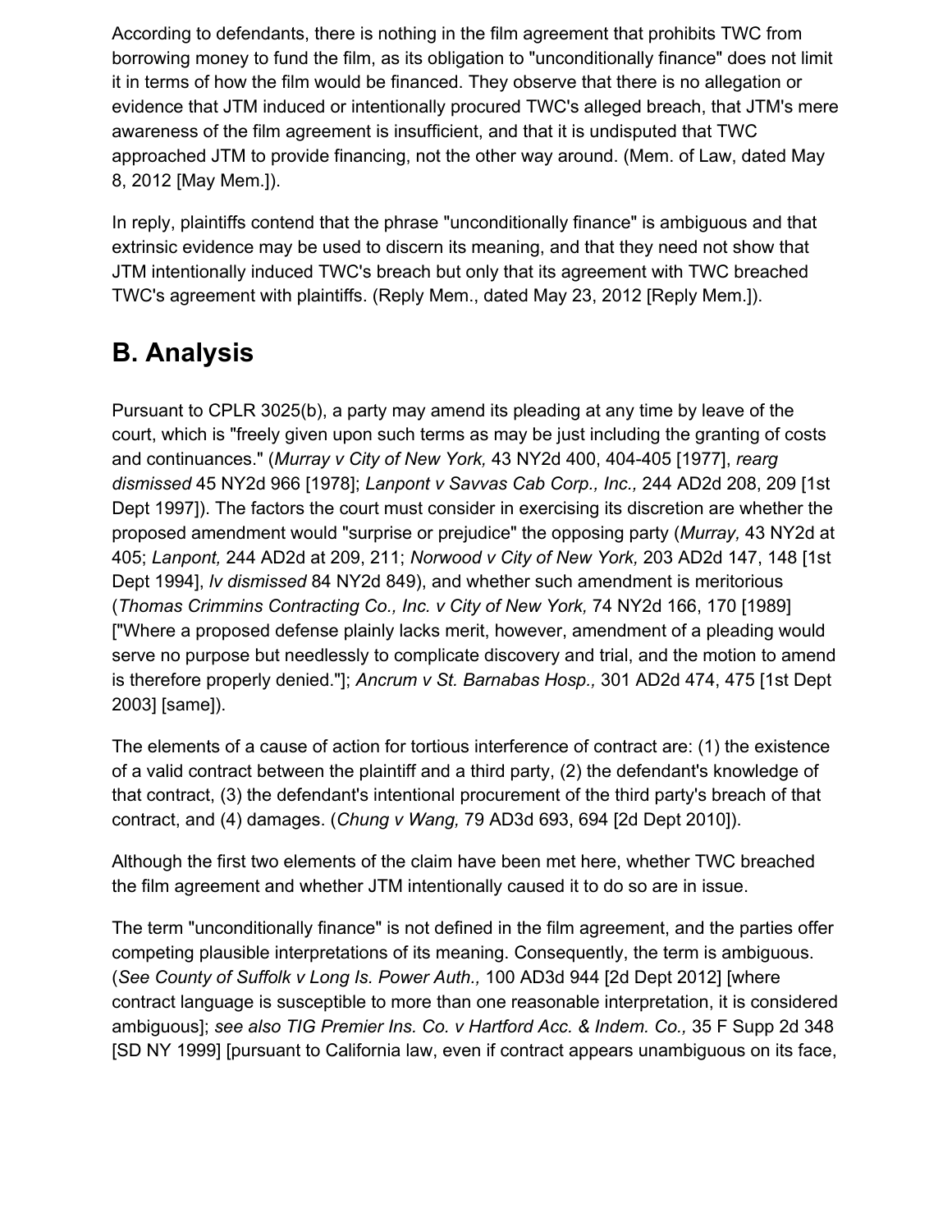According to defendants, there is nothing in the film agreement that prohibits TWC from borrowing money to fund the film, as its obligation to "unconditionally finance" does not limit it in terms of how the film would be financed. They observe that there is no allegation or evidence that JTM induced or intentionally procured TWC's alleged breach, that JTM's mere awareness of the film agreement is insufficient, and that it is undisputed that TWC approached JTM to provide financing, not the other way around. (Mem. of Law, dated May 8, 2012 [May Mem.]).

In reply, plaintiffs contend that the phrase "unconditionally finance" is ambiguous and that extrinsic evidence may be used to discern its meaning, and that they need not show that JTM intentionally induced TWC's breach but only that its agreement with TWC breached TWC's agreement with plaintiffs. (Reply Mem., dated May 23, 2012 [Reply Mem.]).

## B. Analysis

Pursuant to CPLR 3025(b), a party may amend its pleading at any time by leave of the court, which is "freely given upon such terms as may be just including the granting of costs and continuances." (*Murray v City of New York,* 43 NY2d 400, 404-405 [1977], *rearg dismissed* 45 NY2d 966 [1978]; *Lanpont v Savvas Cab Corp., Inc.,* 244 AD2d 208, 209 [1st Dept 1997]). The factors the court must consider in exercising its discretion are whether the proposed amendment would "surprise or prejudice" the opposing party (*Murray,* 43 NY2d at 405; *Lanpont,* 244 AD2d at 209, 211; *Norwood v City of New York,* 203 AD2d 147, 148 [1st Dept 1994], *lv dismissed* 84 NY2d 849), and whether such amendment is meritorious (*Thomas Crimmins Contracting Co., Inc. v City of New York,* 74 NY2d 166, 170 [1989] ["Where a proposed defense plainly lacks merit, however, amendment of a pleading would serve no purpose but needlessly to complicate discovery and trial, and the motion to amend is therefore properly denied."]; *Ancrum v St. Barnabas Hosp.,* 301 AD2d 474, 475 [1st Dept 2003] [same]).

The elements of a cause of action for tortious interference of contract are: (1) the existence of a valid contract between the plaintiff and a third party, (2) the defendant's knowledge of that contract, (3) the defendant's intentional procurement of the third party's breach of that contract, and (4) damages. (*Chung v Wang,* 79 AD3d 693, 694 [2d Dept 2010]).

Although the first two elements of the claim have been met here, whether TWC breached the film agreement and whether JTM intentionally caused it to do so are in issue.

The term "unconditionally finance" is not defined in the film agreement, and the parties offer competing plausible interpretations of its meaning. Consequently, the term is ambiguous. (*See County of Suffolk v Long Is. Power Auth.,* 100 AD3d 944 [2d Dept 2012] [where contract language is susceptible to more than one reasonable interpretation, it is considered ambiguous]; *see also TIG Premier Ins. Co. v Hartford Acc. & Indem. Co.,* 35 F Supp 2d 348 [SD NY 1999] [pursuant to California law, even if contract appears unambiguous on its face,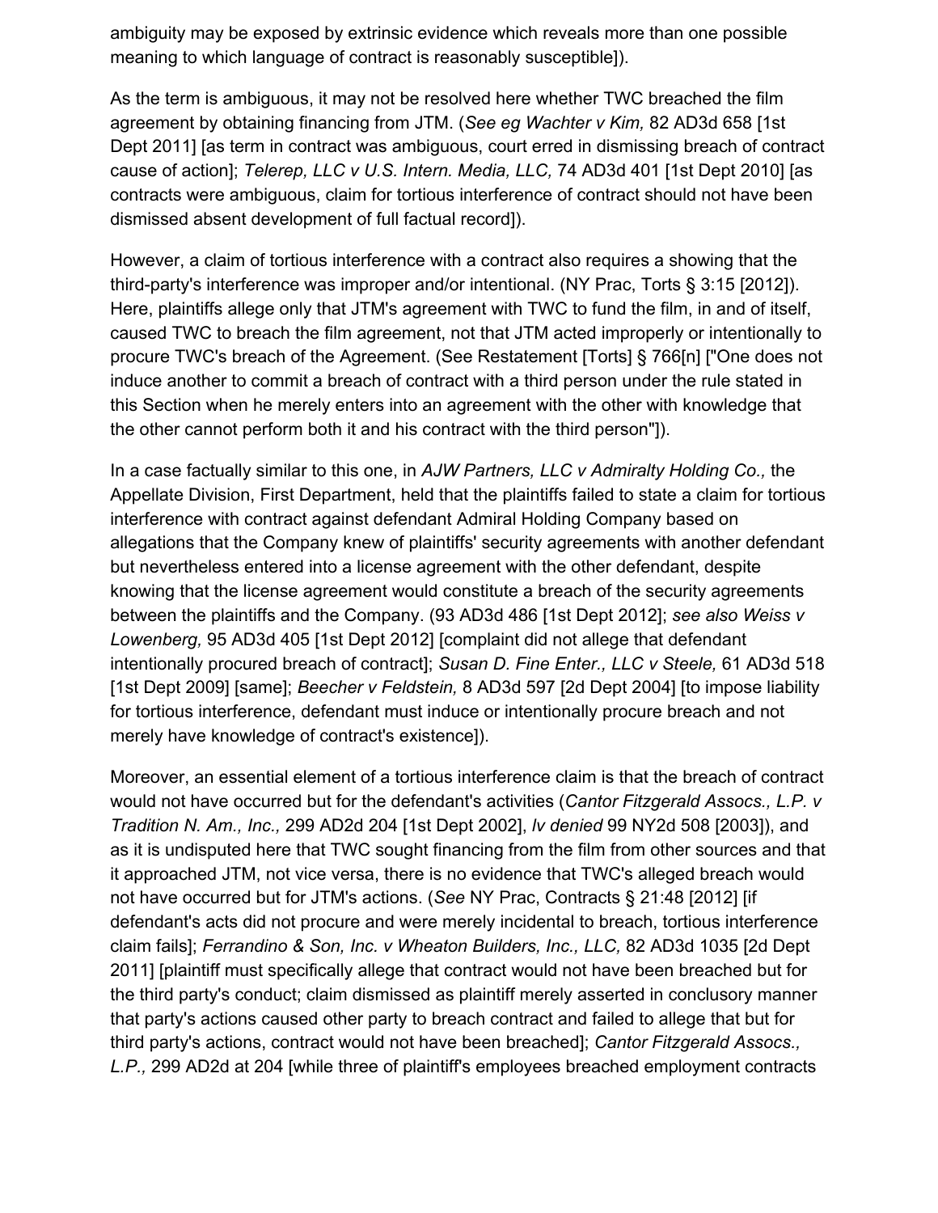ambiguity may be exposed by extrinsic evidence which reveals more than one possible meaning to which language of contract is reasonably susceptible]).

As the term is ambiguous, it may not be resolved here whether TWC breached the film agreement by obtaining financing from JTM. (*See eg Wachter v Kim,* 82 AD3d 658 [1st Dept 2011] [as term in contract was ambiguous, court erred in dismissing breach of contract cause of action]; *Telerep, LLC v U.S. Intern. Media, LLC,* 74 AD3d 401 [1st Dept 2010] [as contracts were ambiguous, claim for tortious interference of contract should not have been dismissed absent development of full factual record]).

However, a claim of tortious interference with a contract also requires a showing that the third-party's interference was improper and/or intentional. (NY Prac, Torts § 3:15 [2012]). Here, plaintiffs allege only that JTM's agreement with TWC to fund the film, in and of itself, caused TWC to breach the film agreement, not that JTM acted improperly or intentionally to procure TWC's breach of the Agreement. (See Restatement [Torts] § 766[n] ["One does not induce another to commit a breach of contract with a third person under the rule stated in this Section when he merely enters into an agreement with the other with knowledge that the other cannot perform both it and his contract with the third person"]).

In a case factually similar to this one, in *AJW Partners, LLC v Admiralty Holding Co.,* the Appellate Division, First Department, held that the plaintiffs failed to state a claim for tortious interference with contract against defendant Admiral Holding Company based on allegations that the Company knew of plaintiffs' security agreements with another defendant but nevertheless entered into a license agreement with the other defendant, despite knowing that the license agreement would constitute a breach of the security agreements between the plaintiffs and the Company. (93 AD3d 486 [1st Dept 2012]; *see also Weiss v Lowenberg,* 95 AD3d 405 [1st Dept 2012] [complaint did not allege that defendant intentionally procured breach of contract]; *Susan D. Fine Enter., LLC v Steele,* 61 AD3d 518 [1st Dept 2009] [same]; *Beecher v Feldstein,* 8 AD3d 597 [2d Dept 2004] [to impose liability for tortious interference, defendant must induce or intentionally procure breach and not merely have knowledge of contract's existence]).

Moreover, an essential element of a tortious interference claim is that the breach of contract would not have occurred but for the defendant's activities (*Cantor Fitzgerald Assocs., L.P. v Tradition N. Am., Inc.,* 299 AD2d 204 [1st Dept 2002], *lv denied* 99 NY2d 508 [2003]), and as it is undisputed here that TWC sought financing from the film from other sources and that it approached JTM, not vice versa, there is no evidence that TWC's alleged breach would not have occurred but for JTM's actions. (*See* NY Prac, Contracts § 21:48 [2012] [if defendant's acts did not procure and were merely incidental to breach, tortious interference claim fails]; *Ferrandino & Son, Inc. v Wheaton Builders, Inc., LLC,* 82 AD3d 1035 [2d Dept 2011] [plaintiff must specifically allege that contract would not have been breached but for the third party's conduct; claim dismissed as plaintiff merely asserted in conclusory manner that party's actions caused other party to breach contract and failed to allege that but for third party's actions, contract would not have been breached]; *Cantor Fitzgerald Assocs., L.P.,* 299 AD2d at 204 [while three of plaintiff's employees breached employment contracts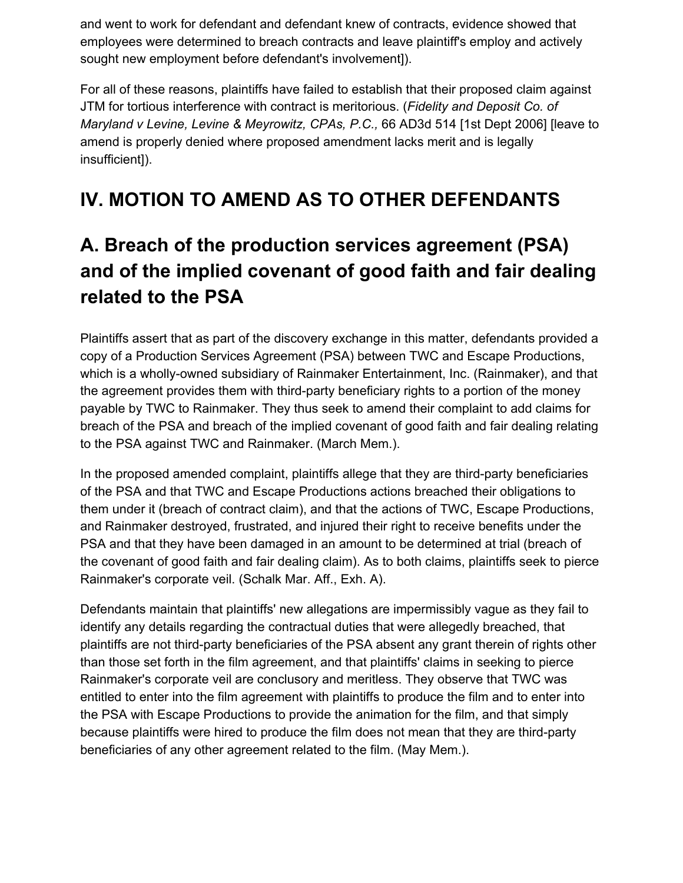and went to work for defendant and defendant knew of contracts, evidence showed that employees were determined to breach contracts and leave plaintiff's employ and actively sought new employment before defendant's involvement]).

For all of these reasons, plaintiffs have failed to establish that their proposed claim against JTM for tortious interference with contract is meritorious. (*Fidelity and Deposit Co. of Maryland v Levine, Levine & Meyrowitz, CPAs, P.C.,* 66 AD3d 514 [1st Dept 2006] [leave to amend is properly denied where proposed amendment lacks merit and is legally insufficient]).

# IV. MOTION TO AMEND AS TO OTHER DEFENDANTS

# A. Breach of the production services agreement (PSA) and of the implied covenant of good faith and fair dealing related to the PSA

Plaintiffs assert that as part of the discovery exchange in this matter, defendants provided a copy of a Production Services Agreement (PSA) between TWC and Escape Productions, which is a wholly-owned subsidiary of Rainmaker Entertainment, Inc. (Rainmaker), and that the agreement provides them with third-party beneficiary rights to a portion of the money payable by TWC to Rainmaker. They thus seek to amend their complaint to add claims for breach of the PSA and breach of the implied covenant of good faith and fair dealing relating to the PSA against TWC and Rainmaker. (March Mem.).

In the proposed amended complaint, plaintiffs allege that they are third-party beneficiaries of the PSA and that TWC and Escape Productions actions breached their obligations to them under it (breach of contract claim), and that the actions of TWC, Escape Productions, and Rainmaker destroyed, frustrated, and injured their right to receive benefits under the PSA and that they have been damaged in an amount to be determined at trial (breach of the covenant of good faith and fair dealing claim). As to both claims, plaintiffs seek to pierce Rainmaker's corporate veil. (Schalk Mar. Aff., Exh. A).

Defendants maintain that plaintiffs' new allegations are impermissibly vague as they fail to identify any details regarding the contractual duties that were allegedly breached, that plaintiffs are not third-party beneficiaries of the PSA absent any grant therein of rights other than those set forth in the film agreement, and that plaintiffs' claims in seeking to pierce Rainmaker's corporate veil are conclusory and meritless. They observe that TWC was entitled to enter into the film agreement with plaintiffs to produce the film and to enter into the PSA with Escape Productions to provide the animation for the film, and that simply because plaintiffs were hired to produce the film does not mean that they are third-party beneficiaries of any other agreement related to the film. (May Mem.).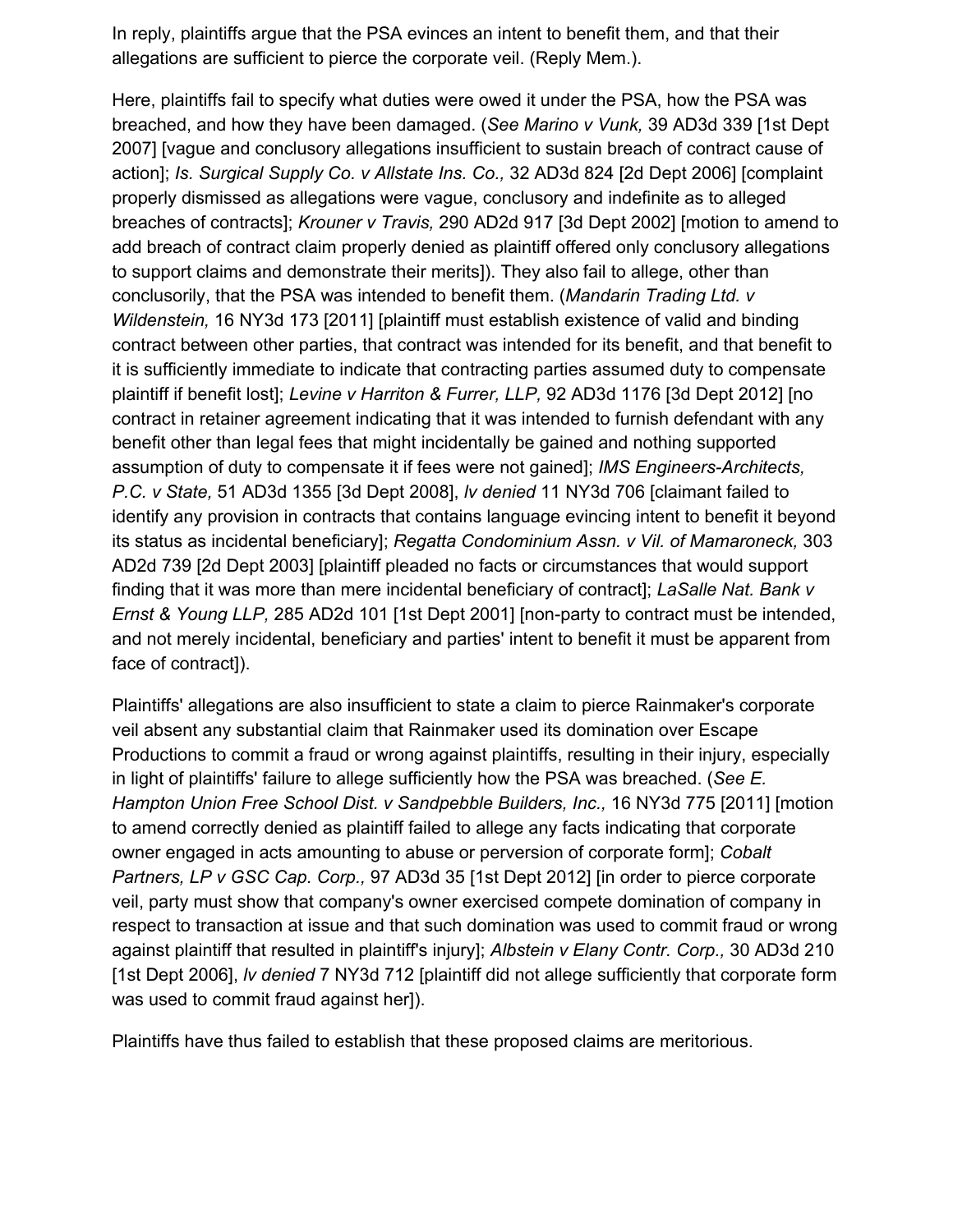In reply, plaintiffs argue that the PSA evinces an intent to benefit them, and that their allegations are sufficient to pierce the corporate veil. (Reply Mem.).

Here, plaintiffs fail to specify what duties were owed it under the PSA, how the PSA was breached, and how they have been damaged. (*See Marino v Vunk,* 39 AD3d 339 [1st Dept 2007] [vague and conclusory allegations insufficient to sustain breach of contract cause of action]; *Is. Surgical Supply Co. v Allstate Ins. Co.,* 32 AD3d 824 [2d Dept 2006] [complaint properly dismissed as allegations were vague, conclusory and indefinite as to alleged breaches of contracts]; *Krouner v Travis,* 290 AD2d 917 [3d Dept 2002] [motion to amend to add breach of contract claim properly denied as plaintiff offered only conclusory allegations to support claims and demonstrate their merits]). They also fail to allege, other than conclusorily, that the PSA was intended to benefit them. (*Mandarin Trading Ltd. v Wildenstein,* 16 NY3d 173 [2011] [plaintiff must establish existence of valid and binding contract between other parties, that contract was intended for its benefit, and that benefit to it is sufficiently immediate to indicate that contracting parties assumed duty to compensate plaintiff if benefit lost]; *Levine v Harriton & Furrer, LLP,* 92 AD3d 1176 [3d Dept 2012] [no contract in retainer agreement indicating that it was intended to furnish defendant with any benefit other than legal fees that might incidentally be gained and nothing supported assumption of duty to compensate it if fees were not gained]; *IMS Engineers-Architects, P.C. v State,* 51 AD3d 1355 [3d Dept 2008], *lv denied* 11 NY3d 706 [claimant failed to identify any provision in contracts that contains language evincing intent to benefit it beyond its status as incidental beneficiary]; *Regatta Condominium Assn. v Vil. of Mamaroneck,* 303 AD2d 739 [2d Dept 2003] [plaintiff pleaded no facts or circumstances that would support finding that it was more than mere incidental beneficiary of contract]; *LaSalle Nat. Bank v Ernst & Young LLP,* 285 AD2d 101 [1st Dept 2001] [non-party to contract must be intended, and not merely incidental, beneficiary and parties' intent to benefit it must be apparent from face of contract]).

Plaintiffs' allegations are also insufficient to state a claim to pierce Rainmaker's corporate veil absent any substantial claim that Rainmaker used its domination over Escape Productions to commit a fraud or wrong against plaintiffs, resulting in their injury, especially in light of plaintiffs' failure to allege sufficiently how the PSA was breached. (*See E. Hampton Union Free School Dist. v Sandpebble Builders, Inc.,* 16 NY3d 775 [2011] [motion to amend correctly denied as plaintiff failed to allege any facts indicating that corporate owner engaged in acts amounting to abuse or perversion of corporate form]; *Cobalt Partners, LP v GSC Cap. Corp.,* 97 AD3d 35 [1st Dept 2012] [in order to pierce corporate veil, party must show that company's owner exercised compete domination of company in respect to transaction at issue and that such domination was used to commit fraud or wrong against plaintiff that resulted in plaintiff's injury]; *Albstein v Elany Contr. Corp.,* 30 AD3d 210 [1st Dept 2006], *lv denied* 7 NY3d 712 [plaintiff did not allege sufficiently that corporate form was used to commit fraud against her]).

Plaintiffs have thus failed to establish that these proposed claims are meritorious.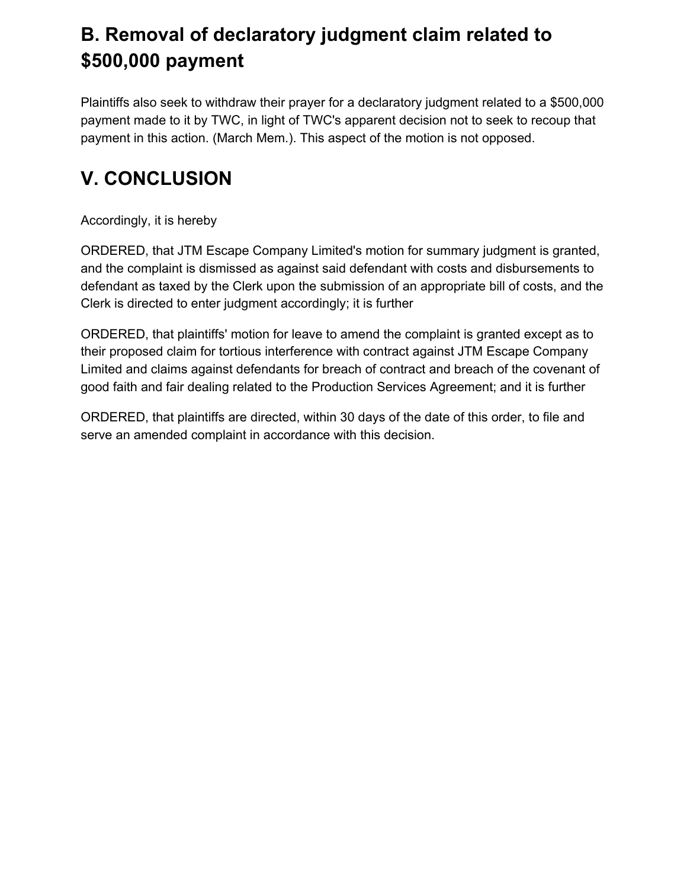### B. Removal of declaratory judgment claim related to $500,000 payment

Plaintiffs also seek to withdraw their prayer for a declaratory judgment related to a $500,000 payment made to it by TWC, in light of TWC's apparent decision not to seek to recoup that payment in this action. (March Mem.). This aspect of the motion is not opposed.

## V. CONCLUSION

Accordingly, it is hereby

ORDERED, that JTM Escape Company Limited's motion for summary judgment is granted, and the complaint is dismissed as against said defendant with costs and disbursements to defendant as taxed by the Clerk upon the submission of an appropriate bill of costs, and the Clerk is directed to enter judgment accordingly; it is further

ORDERED, that plaintiffs' motion for leave to amend the complaint is granted except as to their proposed claim for tortious interference with contract against JTM Escape Company Limited and claims against defendants for breach of contract and breach of the covenant of good faith and fair dealing related to the Production Services Agreement; and it is further

ORDERED, that plaintiffs are directed, within 30 days of the date of this order, to file and serve an amended complaint in accordance with this decision.